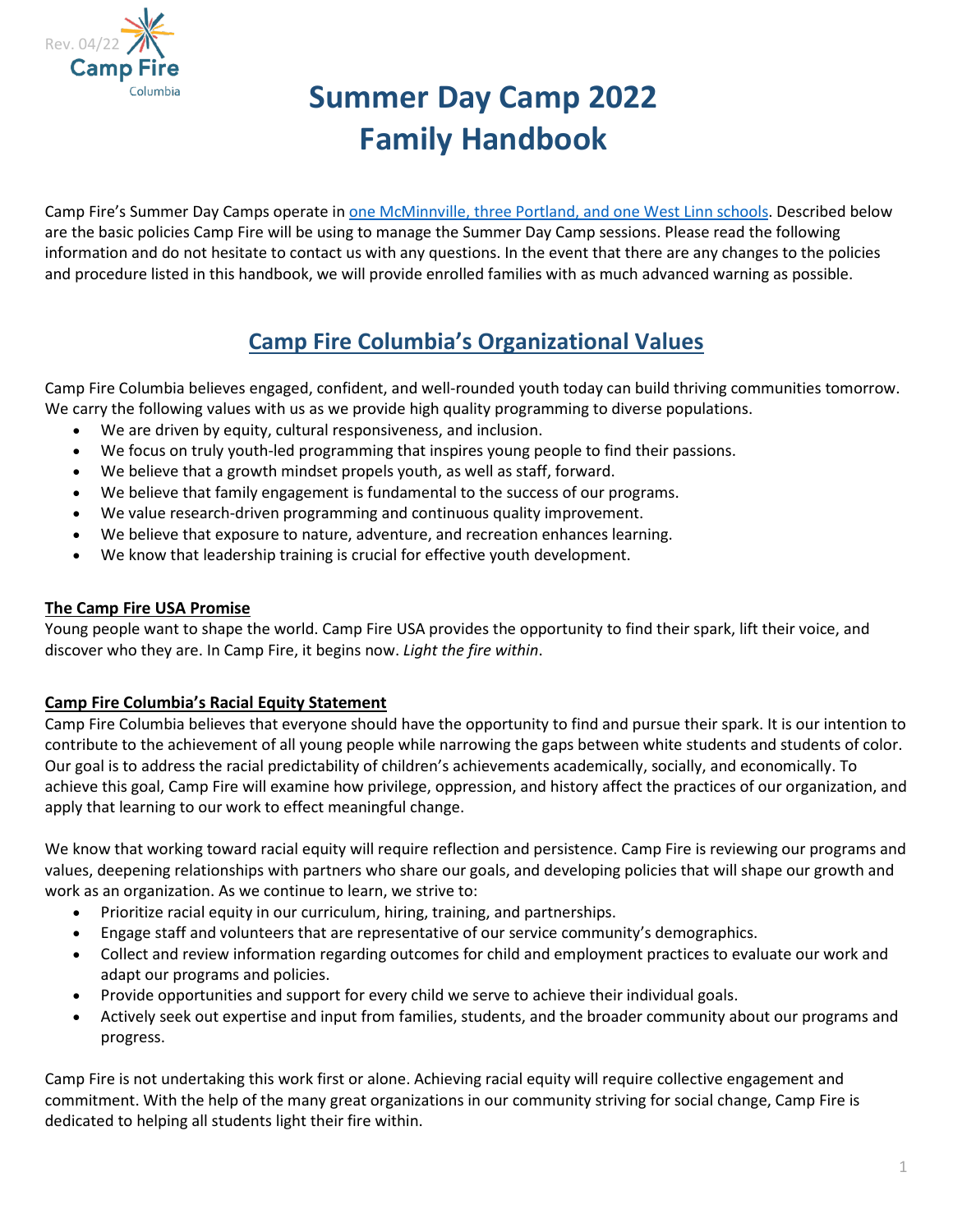Rev. 04/22

# Summer Day Camp 2022
# Family Handbook

Camp Fire's Summer Day Camps operate in [one McMinnville, three Portland, and one West Linn schools](). Described below are the basic policies Camp Fire will be using to manage the Summer Day Camp sessions. Please read the following information and do not hesitate to contact us with any questions. In the event that there are any changes to the policies and procedure listed in this handbook, we will provide enrolled families with as much advanced warning as possible.

## Camp Fire Columbia's Organizational Values

Camp Fire Columbia believes engaged, confident, and well-rounded youth today can build thriving communities tomorrow. We carry the following values with us as we provide high quality programming to diverse populations.

- We are driven by equity, cultural responsiveness, and inclusion.
- We focus on truly youth-led programming that inspires young people to find their passions.
- We believe that a growth mindset propels youth, as well as staff, forward.
- We believe that family engagement is fundamental to the success of our programs.
- We value research-driven programming and continuous quality improvement.
- We believe that exposure to nature, adventure, and recreation enhances learning.
- We know that leadership training is crucial for effective youth development.

### The Camp Fire USA Promise

Young people want to shape the world. Camp Fire USA provides the opportunity to find their spark, lift their voice, and discover who they are. In Camp Fire, it begins now. *Light the fire within*.

### Camp Fire Columbia's Racial Equity Statement

Camp Fire Columbia believes that everyone should have the opportunity to find and pursue their spark. It is our intention to contribute to the achievement of all young people while narrowing the gaps between white students and students of color. Our goal is to address the racial predictability of children's achievements academically, socially, and economically. To achieve this goal, Camp Fire will examine how privilege, oppression, and history affect the practices of our organization, and apply that learning to our work to effect meaningful change.

We know that working toward racial equity will require reflection and persistence. Camp Fire is reviewing our programs and values, deepening relationships with partners who share our goals, and developing policies that will shape our growth and work as an organization. As we continue to learn, we strive to:

- Prioritize racial equity in our curriculum, hiring, training, and partnerships.
- Engage staff and volunteers that are representative of our service community's demographics.
- Collect and review information regarding outcomes for child and employment practices to evaluate our work and adapt our programs and policies.
- Provide opportunities and support for every child we serve to achieve their individual goals.
- Actively seek out expertise and input from families, students, and the broader community about our programs and progress.

Camp Fire is not undertaking this work first or alone. Achieving racial equity will require collective engagement and commitment. With the help of the many great organizations in our community striving for social change, Camp Fire is dedicated to helping all students light their fire within.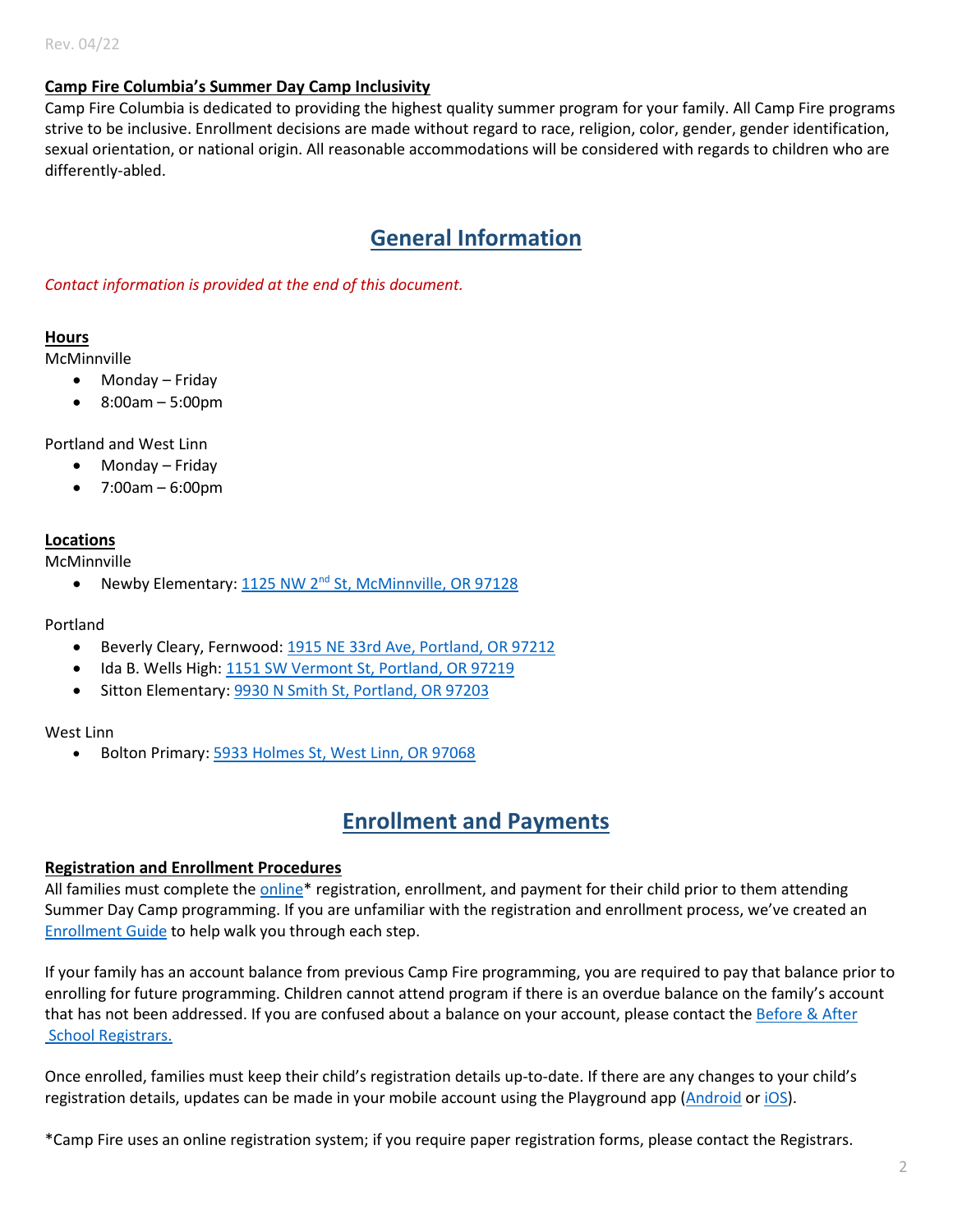Rev. 04/22

**Camp Fire Columbia's Summer Day Camp Inclusivity**

Camp Fire Columbia is dedicated to providing the highest quality summer program for your family. All Camp Fire programs strive to be inclusive. Enrollment decisions are made without regard to race, religion, color, gender, gender identification, sexual orientation, or national origin. All reasonable accommodations will be considered with regards to children who are differently-abled.

# General Information

*Contact information is provided at the end of this document.*

**Hours**

McMinnville

- Monday – Friday
- 8:00am – 5:00pm

Portland and West Linn

- Monday – Friday
- 7:00am – 6:00pm

**Locations**

McMinnville

- Newby Elementary: 1125 NW 2nd St, McMinnville, OR 97128

Portland

- Beverly Cleary, Fernwood: 1915 NE 33rd Ave, Portland, OR 97212
- Ida B. Wells High: 1151 SW Vermont St, Portland, OR 97219
- Sitton Elementary: 9930 N Smith St, Portland, OR 97203

West Linn

- Bolton Primary: 5933 Holmes St, West Linn, OR 97068

# Enrollment and Payments

**Registration and Enrollment Procedures**

All families must complete the online* registration, enrollment, and payment for their child prior to them attending Summer Day Camp programming. If you are unfamiliar with the registration and enrollment process, we've created an Enrollment Guide to help walk you through each step.

If your family has an account balance from previous Camp Fire programming, you are required to pay that balance prior to enrolling for future programming. Children cannot attend program if there is an overdue balance on the family's account that has not been addressed. If you are confused about a balance on your account, please contact the Before & After School Registrars.

Once enrolled, families must keep their child's registration details up-to-date. If there are any changes to your child's registration details, updates can be made in your mobile account using the Playground app (Android or iOS).

*Camp Fire uses an online registration system; if you require paper registration forms, please contact the Registrars.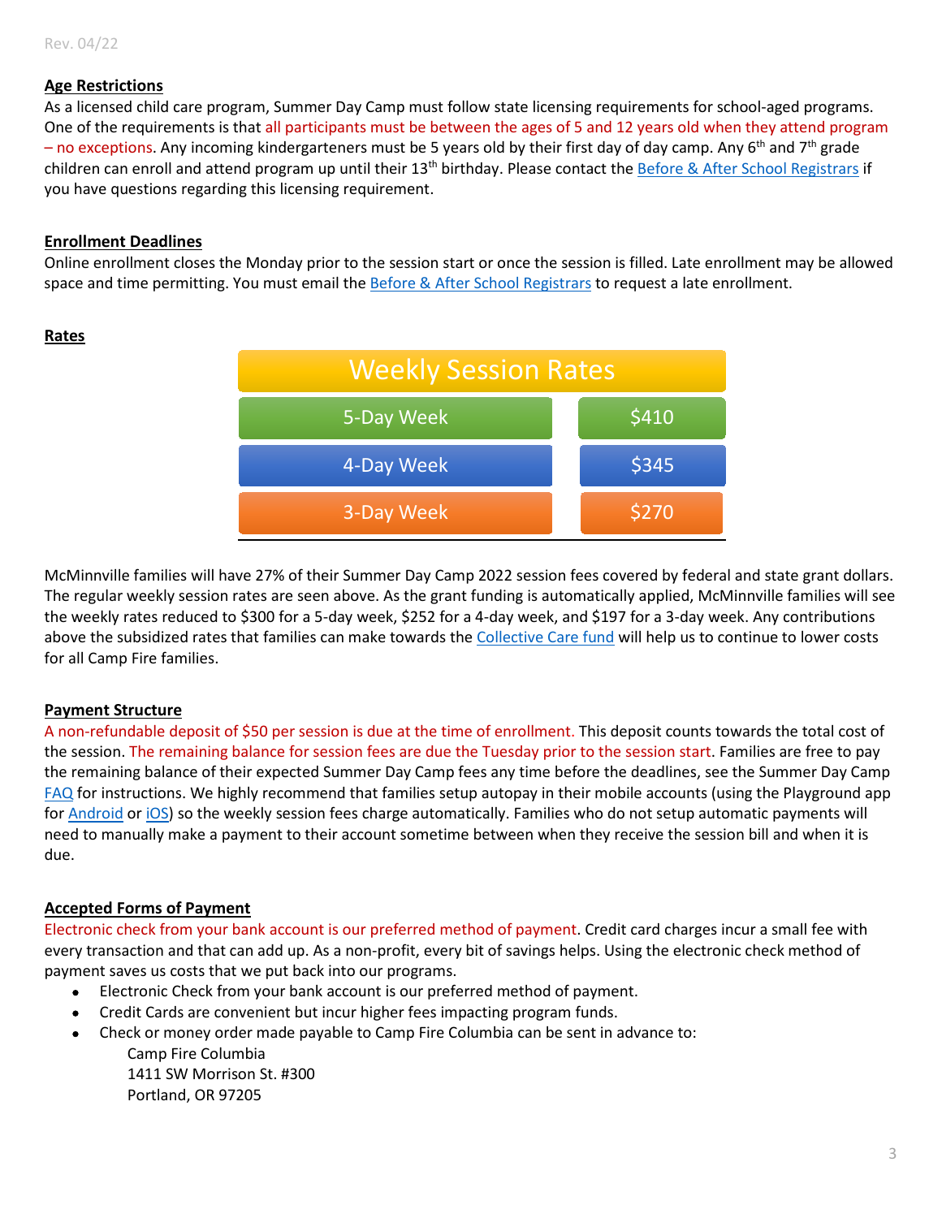Rev. 04/22

**Age Restrictions**

As a licensed child care program, Summer Day Camp must follow state licensing requirements for school-aged programs. One of the requirements is that all participants must be between the ages of 5 and 12 years old when they attend program – no exceptions. Any incoming kindergarteners must be 5 years old by their first day of day camp. Any 6th and 7th grade children can enroll and attend program up until their 13th birthday. Please contact the Before & After School Registrars if you have questions regarding this licensing requirement.

**Enrollment Deadlines**

Online enrollment closes the Monday prior to the session start or once the session is filled. Late enrollment may be allowed space and time permitting. You must email the Before & After School Registrars to request a late enrollment.

**Rates**

| Weekly Session Rates | |
|---|---|
| 5-Day Week | $410 |
| 4-Day Week | $345 |
| 3-Day Week | $270 |

McMinnville families will have 27% of their Summer Day Camp 2022 session fees covered by federal and state grant dollars. The regular weekly session rates are seen above. As the grant funding is automatically applied, McMinnville families will see the weekly rates reduced to $300 for a 5-day week, $252 for a 4-day week, and $197 for a 3-day week. Any contributions above the subsidized rates that families can make towards the Collective Care fund will help us to continue to lower costs for all Camp Fire families.

**Payment Structure**

A non-refundable deposit of $50 per session is due at the time of enrollment. This deposit counts towards the total cost of the session. The remaining balance for session fees are due the Tuesday prior to the session start. Families are free to pay the remaining balance of their expected Summer Day Camp fees any time before the deadlines, see the Summer Day Camp FAQ for instructions. We highly recommend that families setup autopay in their mobile accounts (using the Playground app for Android or iOS) so the weekly session fees charge automatically. Families who do not setup automatic payments will need to manually make a payment to their account sometime between when they receive the session bill and when it is due.

**Accepted Forms of Payment**

Electronic check from your bank account is our preferred method of payment. Credit card charges incur a small fee with every transaction and that can add up. As a non-profit, every bit of savings helps. Using the electronic check method of payment saves us costs that we put back into our programs.

- Electronic Check from your bank account is our preferred method of payment.
- Credit Cards are convenient but incur higher fees impacting program funds.
- Check or money order made payable to Camp Fire Columbia can be sent in advance to:
  Camp Fire Columbia
  1411 SW Morrison St. #300
  Portland, OR 97205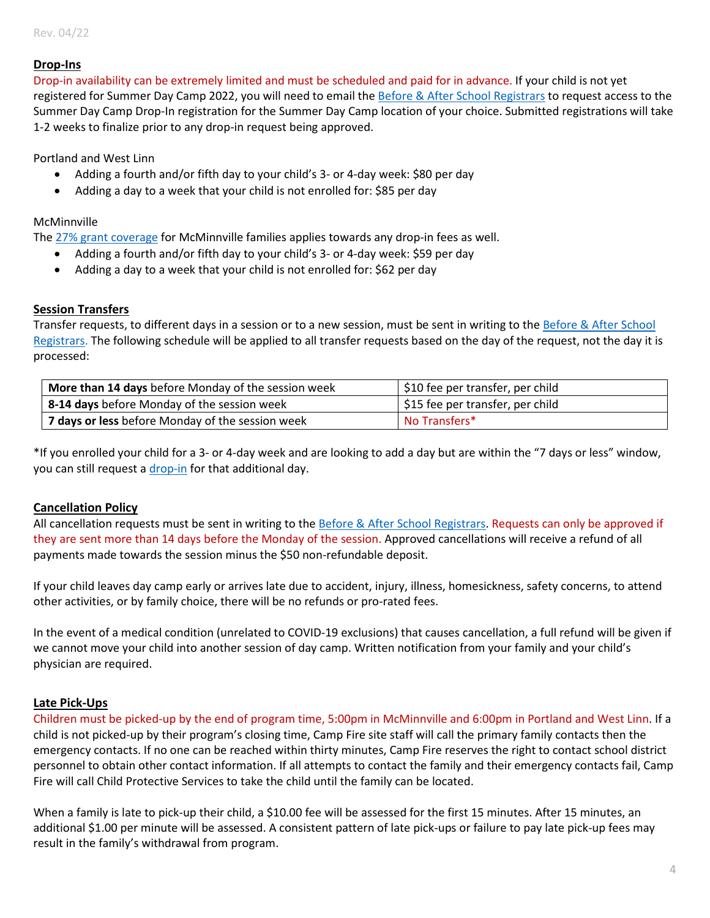## Drop-Ins

Drop-in availability can be extremely limited and must be scheduled and paid for in advance. If your child is not yet registered for Summer Day Camp 2022, you will need to email the Before & After School Registrars to request access to the Summer Day Camp Drop-In registration for the Summer Day Camp location of your choice. Submitted registrations will take 1-2 weeks to finalize prior to any drop-in request being approved.

Portland and West Linn

- Adding a fourth and/or fifth day to your child's 3- or 4-day week: $80 per day
- Adding a day to a week that your child is not enrolled for: $85 per day

McMinnville

The 27% grant coverage for McMinnville families applies towards any drop-in fees as well.

- Adding a fourth and/or fifth day to your child's 3- or 4-day week: $59 per day
- Adding a day to a week that your child is not enrolled for: $62 per day

## Session Transfers

Transfer requests, to different days in a session or to a new session, must be sent in writing to the Before & After School Registrars. The following schedule will be applied to all transfer requests based on the day of the request, not the day it is processed:

| Timing | Fee |
|---|---|
| **More than 14 days** before Monday of the session week | $10 fee per transfer, per child |
| **8-14 days** before Monday of the session week | $15 fee per transfer, per child |
| **7 days or less** before Monday of the session week | No Transfers* |

*If you enrolled your child for a 3- or 4-day week and are looking to add a day but are within the "7 days or less" window, you can still request a drop-in for that additional day.

## Cancellation Policy

All cancellation requests must be sent in writing to the Before & After School Registrars. Requests can only be approved if they are sent more than 14 days before the Monday of the session. Approved cancellations will receive a refund of all payments made towards the session minus the $50 non-refundable deposit.

If your child leaves day camp early or arrives late due to accident, injury, illness, homesickness, safety concerns, to attend other activities, or by family choice, there will be no refunds or pro-rated fees.

In the event of a medical condition (unrelated to COVID-19 exclusions) that causes cancellation, a full refund will be given if we cannot move your child into another session of day camp. Written notification from your family and your child's physician are required.

## Late Pick-Ups

Children must be picked-up by the end of program time, 5:00pm in McMinnville and 6:00pm in Portland and West Linn. If a child is not picked-up by their program's closing time, Camp Fire site staff will call the primary family contacts then the emergency contacts. If no one can be reached within thirty minutes, Camp Fire reserves the right to contact school district personnel to obtain other contact information. If all attempts to contact the family and their emergency contacts fail, Camp Fire will call Child Protective Services to take the child until the family can be located.

When a family is late to pick-up their child, a $10.00 fee will be assessed for the first 15 minutes. After 15 minutes, an additional $1.00 per minute will be assessed. A consistent pattern of late pick-ups or failure to pay late pick-up fees may result in the family's withdrawal from program.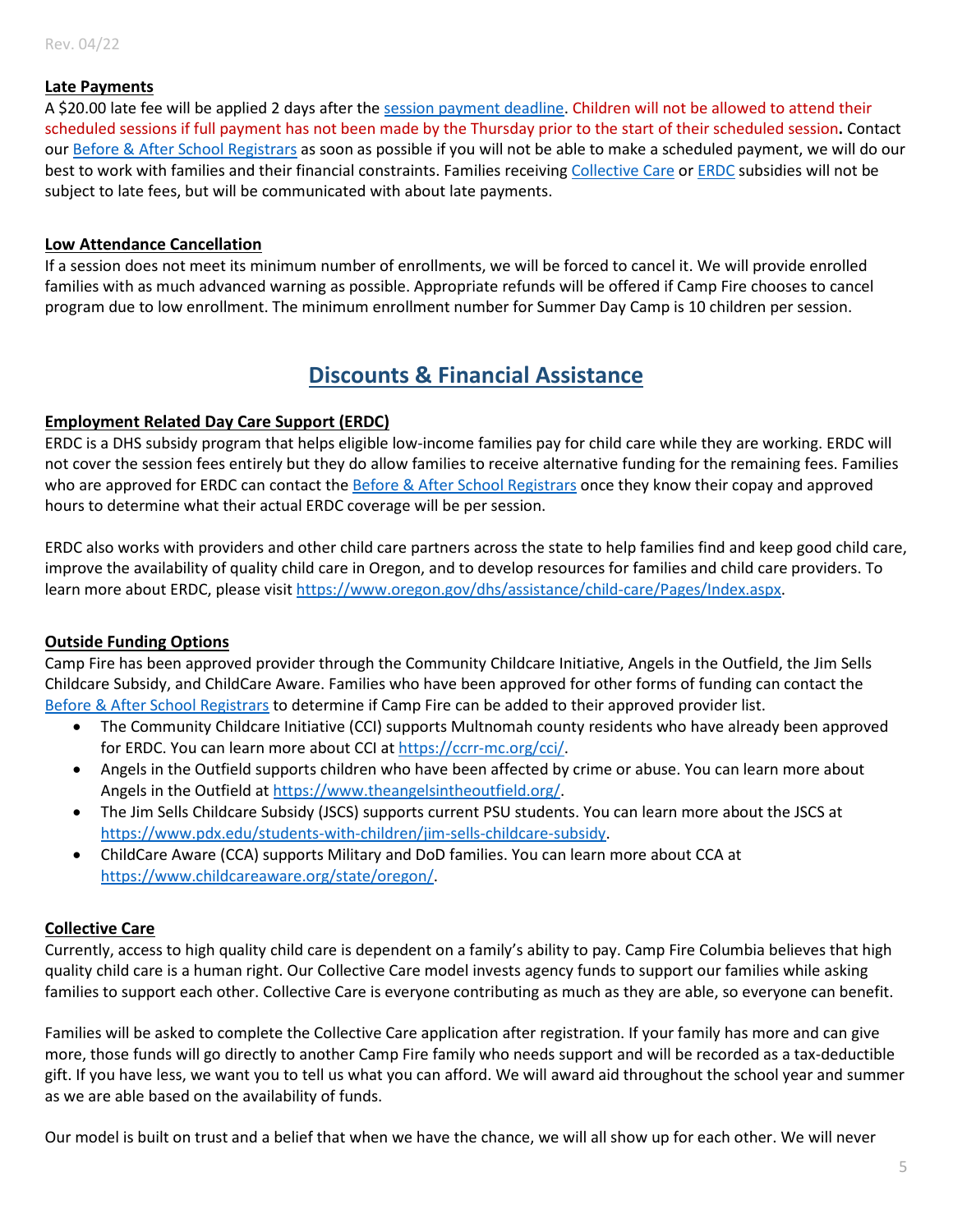## Late Payments

A $20.00 late fee will be applied 2 days after the session payment deadline. Children will not be allowed to attend their scheduled sessions if full payment has not been made by the Thursday prior to the start of their scheduled session**.** Contact our Before & After School Registrars as soon as possible if you will not be able to make a scheduled payment, we will do our best to work with families and their financial constraints. Families receiving Collective Care or ERDC subsidies will not be subject to late fees, but will be communicated with about late payments.

## Low Attendance Cancellation

If a session does not meet its minimum number of enrollments, we will be forced to cancel it. We will provide enrolled families with as much advanced warning as possible. Appropriate refunds will be offered if Camp Fire chooses to cancel program due to low enrollment. The minimum enrollment number for Summer Day Camp is 10 children per session.

# Discounts & Financial Assistance

## Employment Related Day Care Support (ERDC)

ERDC is a DHS subsidy program that helps eligible low-income families pay for child care while they are working. ERDC will not cover the session fees entirely but they do allow families to receive alternative funding for the remaining fees. Families who are approved for ERDC can contact the Before & After School Registrars once they know their copay and approved hours to determine what their actual ERDC coverage will be per session.

ERDC also works with providers and other child care partners across the state to help families find and keep good child care, improve the availability of quality child care in Oregon, and to develop resources for families and child care providers. To learn more about ERDC, please visit https://www.oregon.gov/dhs/assistance/child-care/Pages/Index.aspx.

## Outside Funding Options

Camp Fire has been approved provider through the Community Childcare Initiative, Angels in the Outfield, the Jim Sells Childcare Subsidy, and ChildCare Aware. Families who have been approved for other forms of funding can contact the Before & After School Registrars to determine if Camp Fire can be added to their approved provider list.

- The Community Childcare Initiative (CCI) supports Multnomah county residents who have already been approved for ERDC. You can learn more about CCI at https://ccrr-mc.org/cci/.
- Angels in the Outfield supports children who have been affected by crime or abuse. You can learn more about Angels in the Outfield at https://www.theangelsintheoutfield.org/.
- The Jim Sells Childcare Subsidy (JSCS) supports current PSU students. You can learn more about the JSCS at https://www.pdx.edu/students-with-children/jim-sells-childcare-subsidy.
- ChildCare Aware (CCA) supports Military and DoD families. You can learn more about CCA at https://www.childcareaware.org/state/oregon/.

## Collective Care

Currently, access to high quality child care is dependent on a family's ability to pay. Camp Fire Columbia believes that high quality child care is a human right. Our Collective Care model invests agency funds to support our families while asking families to support each other. Collective Care is everyone contributing as much as they are able, so everyone can benefit.

Families will be asked to complete the Collective Care application after registration. If your family has more and can give more, those funds will go directly to another Camp Fire family who needs support and will be recorded as a tax-deductible gift. If you have less, we want you to tell us what you can afford. We will award aid throughout the school year and summer as we are able based on the availability of funds.

Our model is built on trust and a belief that when we have the chance, we will all show up for each other. We will never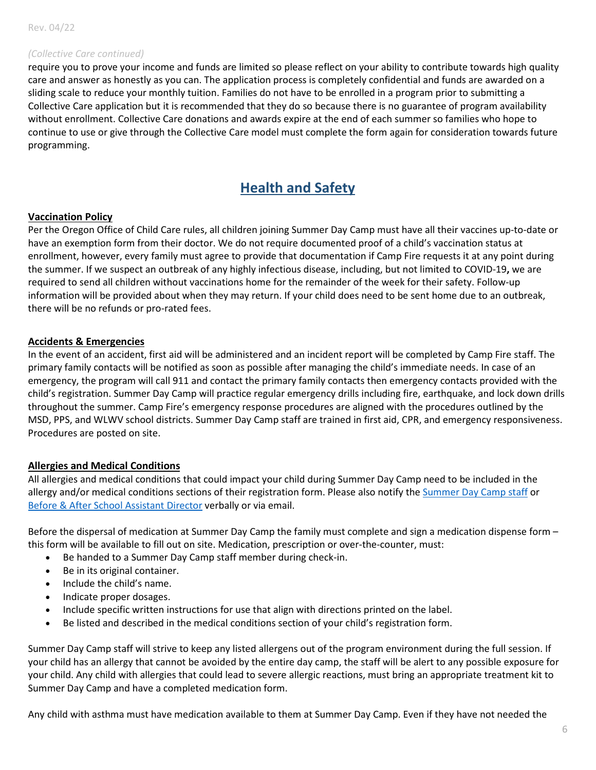*(Collective Care continued)*

require you to prove your income and funds are limited so please reflect on your ability to contribute towards high quality care and answer as honestly as you can. The application process is completely confidential and funds are awarded on a sliding scale to reduce your monthly tuition. Families do not have to be enrolled in a program prior to submitting a Collective Care application but it is recommended that they do so because there is no guarantee of program availability without enrollment. Collective Care donations and awards expire at the end of each summer so families who hope to continue to use or give through the Collective Care model must complete the form again for consideration towards future programming.

# Health and Safety

**Vaccination Policy**

Per the Oregon Office of Child Care rules, all children joining Summer Day Camp must have all their vaccines up-to-date or have an exemption form from their doctor. We do not require documented proof of a child's vaccination status at enrollment, however, every family must agree to provide that documentation if Camp Fire requests it at any point during the summer. If we suspect an outbreak of any highly infectious disease, including, but not limited to COVID-19**,** we are required to send all children without vaccinations home for the remainder of the week for their safety. Follow-up information will be provided about when they may return. If your child does need to be sent home due to an outbreak, there will be no refunds or pro-rated fees.

**Accidents & Emergencies**

In the event of an accident, first aid will be administered and an incident report will be completed by Camp Fire staff. The primary family contacts will be notified as soon as possible after managing the child's immediate needs. In case of an emergency, the program will call 911 and contact the primary family contacts then emergency contacts provided with the child's registration. Summer Day Camp will practice regular emergency drills including fire, earthquake, and lock down drills throughout the summer. Camp Fire's emergency response procedures are aligned with the procedures outlined by the MSD, PPS, and WLWV school districts. Summer Day Camp staff are trained in first aid, CPR, and emergency responsiveness. Procedures are posted on site.

**Allergies and Medical Conditions**

All allergies and medical conditions that could impact your child during Summer Day Camp need to be included in the allergy and/or medical conditions sections of their registration form. Please also notify the Summer Day Camp staff or Before & After School Assistant Director verbally or via email.

Before the dispersal of medication at Summer Day Camp the family must complete and sign a medication dispense form – this form will be available to fill out on site. Medication, prescription or over-the-counter, must:

- Be handed to a Summer Day Camp staff member during check-in.
- Be in its original container.
- Include the child's name.
- Indicate proper dosages.
- Include specific written instructions for use that align with directions printed on the label.
- Be listed and described in the medical conditions section of your child's registration form.

Summer Day Camp staff will strive to keep any listed allergens out of the program environment during the full session. If your child has an allergy that cannot be avoided by the entire day camp, the staff will be alert to any possible exposure for your child. Any child with allergies that could lead to severe allergic reactions, must bring an appropriate treatment kit to Summer Day Camp and have a completed medication form.

Any child with asthma must have medication available to them at Summer Day Camp. Even if they have not needed the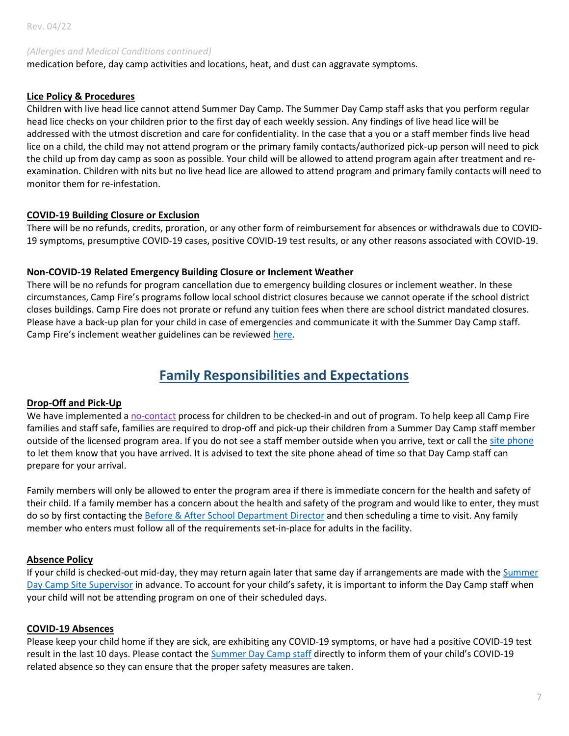*(Allergies and Medical Conditions continued)*
medication before, day camp activities and locations, heat, and dust can aggravate symptoms.

**Lice Policy & Procedures**
Children with live head lice cannot attend Summer Day Camp. The Summer Day Camp staff asks that you perform regular head lice checks on your children prior to the first day of each weekly session. Any findings of live head lice will be addressed with the utmost discretion and care for confidentiality. In the case that a you or a staff member finds live head lice on a child, the child may not attend program or the primary family contacts/authorized pick-up person will need to pick the child up from day camp as soon as possible. Your child will be allowed to attend program again after treatment and re-examination. Children with nits but no live head lice are allowed to attend program and primary family contacts will need to monitor them for re-infestation.

**COVID-19 Building Closure or Exclusion**
There will be no refunds, credits, proration, or any other form of reimbursement for absences or withdrawals due to COVID-19 symptoms, presumptive COVID-19 cases, positive COVID-19 test results, or any other reasons associated with COVID-19.

**Non-COVID-19 Related Emergency Building Closure or Inclement Weather**
There will be no refunds for program cancellation due to emergency building closures or inclement weather. In these circumstances, Camp Fire's programs follow local school district closures because we cannot operate if the school district closes buildings. Camp Fire does not prorate or refund any tuition fees when there are school district mandated closures. Please have a back-up plan for your child in case of emergencies and communicate it with the Summer Day Camp staff. Camp Fire's inclement weather guidelines can be reviewed here.

## Family Responsibilities and Expectations

**Drop-Off and Pick-Up**
We have implemented a no-contact process for children to be checked-in and out of program. To help keep all Camp Fire families and staff safe, families are required to drop-off and pick-up their children from a Summer Day Camp staff member outside of the licensed program area. If you do not see a staff member outside when you arrive, text or call the site phone to let them know that you have arrived. It is advised to text the site phone ahead of time so that Day Camp staff can prepare for your arrival.

Family members will only be allowed to enter the program area if there is immediate concern for the health and safety of their child. If a family member has a concern about the health and safety of the program and would like to enter, they must do so by first contacting the Before & After School Department Director and then scheduling a time to visit. Any family member who enters must follow all of the requirements set-in-place for adults in the facility.

**Absence Policy**
If your child is checked-out mid-day, they may return again later that same day if arrangements are made with the Summer Day Camp Site Supervisor in advance. To account for your child's safety, it is important to inform the Day Camp staff when your child will not be attending program on one of their scheduled days.

**COVID-19 Absences**
Please keep your child home if they are sick, are exhibiting any COVID-19 symptoms, or have had a positive COVID-19 test result in the last 10 days. Please contact the Summer Day Camp staff directly to inform them of your child's COVID-19 related absence so they can ensure that the proper safety measures are taken.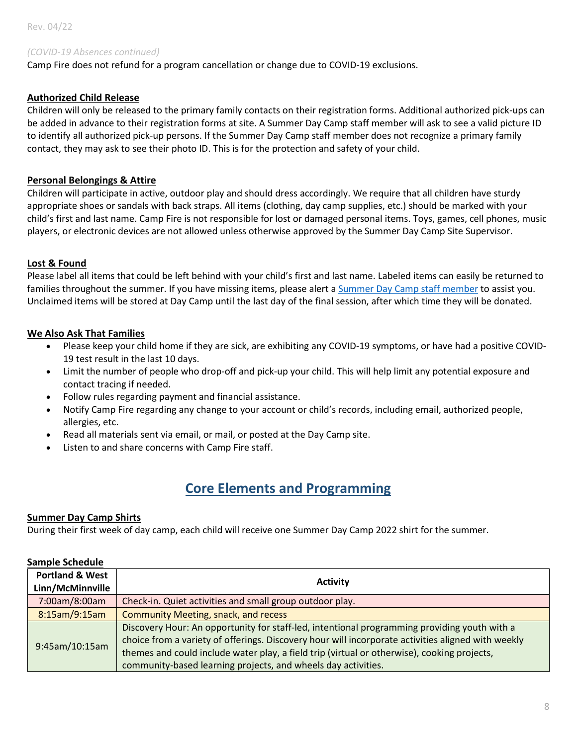*(COVID-19 Absences continued)*

Camp Fire does not refund for a program cancellation or change due to COVID-19 exclusions.

**Authorized Child Release**

Children will only be released to the primary family contacts on their registration forms. Additional authorized pick-ups can be added in advance to their registration forms at site. A Summer Day Camp staff member will ask to see a valid picture ID to identify all authorized pick-up persons. If the Summer Day Camp staff member does not recognize a primary family contact, they may ask to see their photo ID. This is for the protection and safety of your child.

**Personal Belongings & Attire**

Children will participate in active, outdoor play and should dress accordingly. We require that all children have sturdy appropriate shoes or sandals with back straps. All items (clothing, day camp supplies, etc.) should be marked with your child's first and last name. Camp Fire is not responsible for lost or damaged personal items. Toys, games, cell phones, music players, or electronic devices are not allowed unless otherwise approved by the Summer Day Camp Site Supervisor.

**Lost & Found**

Please label all items that could be left behind with your child's first and last name. Labeled items can easily be returned to families throughout the summer. If you have missing items, please alert a Summer Day Camp staff member to assist you. Unclaimed items will be stored at Day Camp until the last day of the final session, after which time they will be donated.

**We Also Ask That Families**

- Please keep your child home if they are sick, are exhibiting any COVID-19 symptoms, or have had a positive COVID-19 test result in the last 10 days.
- Limit the number of people who drop-off and pick-up your child. This will help limit any potential exposure and contact tracing if needed.
- Follow rules regarding payment and financial assistance.
- Notify Camp Fire regarding any change to your account or child's records, including email, authorized people, allergies, etc.
- Read all materials sent via email, or mail, or posted at the Day Camp site.
- Listen to and share concerns with Camp Fire staff.

## Core Elements and Programming

**Summer Day Camp Shirts**

During their first week of day camp, each child will receive one Summer Day Camp 2022 shirt for the summer.

**Sample Schedule**

| Portland & West Linn/McMinnville | Activity |
|---|---|
| 7:00am/8:00am | Check-in. Quiet activities and small group outdoor play. |
| 8:15am/9:15am | Community Meeting, snack, and recess |
| 9:45am/10:15am | Discovery Hour: An opportunity for staff-led, intentional programming providing youth with a choice from a variety of offerings. Discovery hour will incorporate activities aligned with weekly themes and could include water play, a field trip (virtual or otherwise), cooking projects, community-based learning projects, and wheels day activities. |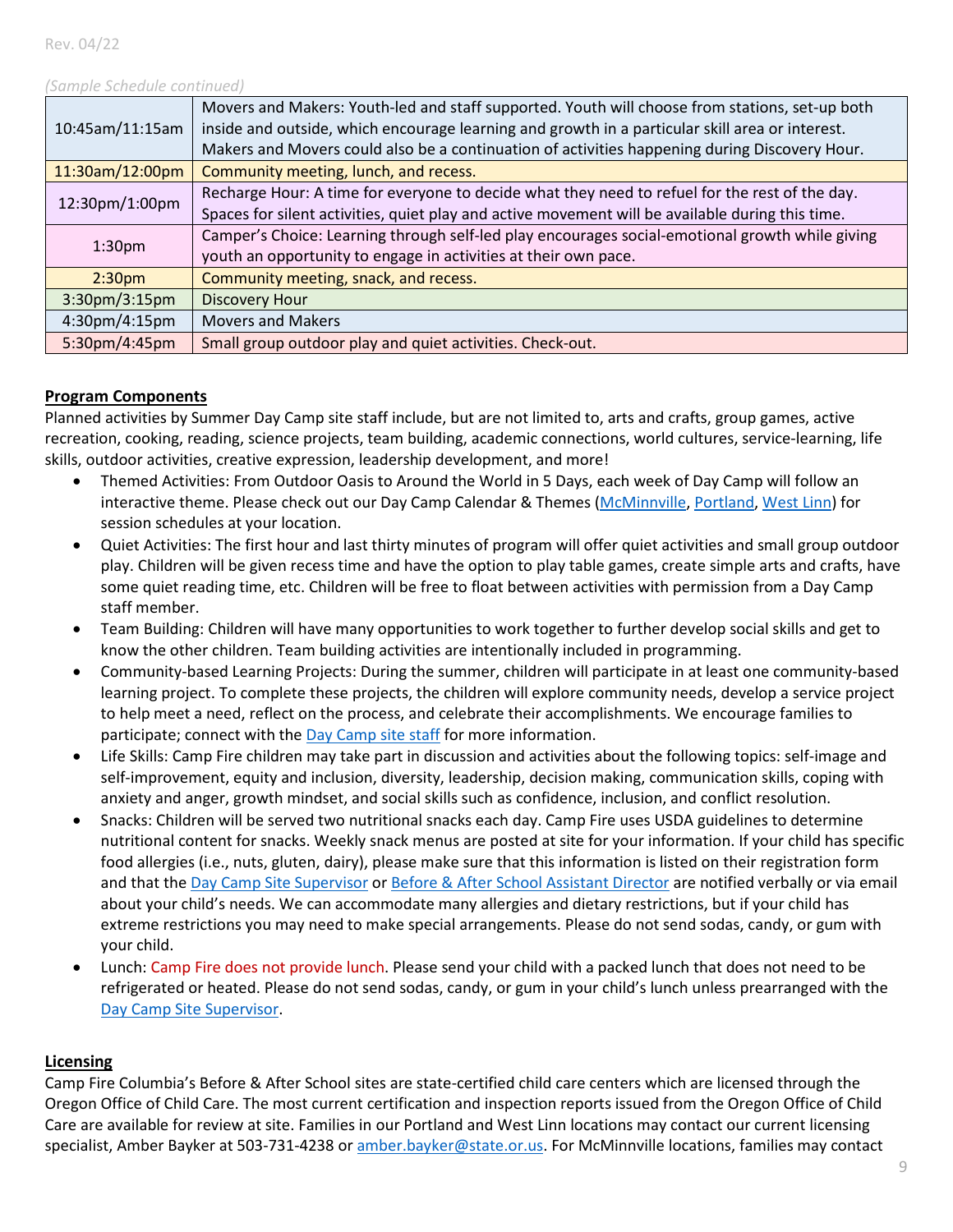*(Sample Schedule continued)*

| | |
|---|---|
| 10:45am/11:15am | Movers and Makers: Youth-led and staff supported. Youth will choose from stations, set-up both inside and outside, which encourage learning and growth in a particular skill area or interest. Makers and Movers could also be a continuation of activities happening during Discovery Hour. |
| 11:30am/12:00pm | Community meeting, lunch, and recess. |
| 12:30pm/1:00pm | Recharge Hour: A time for everyone to decide what they need to refuel for the rest of the day. Spaces for silent activities, quiet play and active movement will be available during this time. |
| 1:30pm | Camper's Choice: Learning through self-led play encourages social-emotional growth while giving youth an opportunity to engage in activities at their own pace. |
| 2:30pm | Community meeting, snack, and recess. |
| 3:30pm/3:15pm | Discovery Hour |
| 4:30pm/4:15pm | Movers and Makers |
| 5:30pm/4:45pm | Small group outdoor play and quiet activities. Check-out. |

## Program Components

Planned activities by Summer Day Camp site staff include, but are not limited to, arts and crafts, group games, active recreation, cooking, reading, science projects, team building, academic connections, world cultures, service-learning, life skills, outdoor activities, creative expression, leadership development, and more!

- Themed Activities: From Outdoor Oasis to Around the World in 5 Days, each week of Day Camp will follow an interactive theme. Please check out our Day Camp Calendar & Themes (McMinnville, Portland, West Linn) for session schedules at your location.
- Quiet Activities: The first hour and last thirty minutes of program will offer quiet activities and small group outdoor play. Children will be given recess time and have the option to play table games, create simple arts and crafts, have some quiet reading time, etc. Children will be free to float between activities with permission from a Day Camp staff member.
- Team Building: Children will have many opportunities to work together to further develop social skills and get to know the other children. Team building activities are intentionally included in programming.
- Community-based Learning Projects: During the summer, children will participate in at least one community-based learning project. To complete these projects, the children will explore community needs, develop a service project to help meet a need, reflect on the process, and celebrate their accomplishments. We encourage families to participate; connect with the Day Camp site staff for more information.
- Life Skills: Camp Fire children may take part in discussion and activities about the following topics: self-image and self-improvement, equity and inclusion, diversity, leadership, decision making, communication skills, coping with anxiety and anger, growth mindset, and social skills such as confidence, inclusion, and conflict resolution.
- Snacks: Children will be served two nutritional snacks each day. Camp Fire uses USDA guidelines to determine nutritional content for snacks. Weekly snack menus are posted at site for your information. If your child has specific food allergies (i.e., nuts, gluten, dairy), please make sure that this information is listed on their registration form and that the Day Camp Site Supervisor or Before & After School Assistant Director are notified verbally or via email about your child's needs. We can accommodate many allergies and dietary restrictions, but if your child has extreme restrictions you may need to make special arrangements. Please do not send sodas, candy, or gum with your child.
- Lunch: Camp Fire does not provide lunch. Please send your child with a packed lunch that does not need to be refrigerated or heated. Please do not send sodas, candy, or gum in your child's lunch unless prearranged with the Day Camp Site Supervisor.

## Licensing

Camp Fire Columbia's Before & After School sites are state-certified child care centers which are licensed through the Oregon Office of Child Care. The most current certification and inspection reports issued from the Oregon Office of Child Care are available for review at site. Families in our Portland and West Linn locations may contact our current licensing specialist, Amber Bayker at 503-731-4238 or amber.bayker@state.or.us. For McMinnville locations, families may contact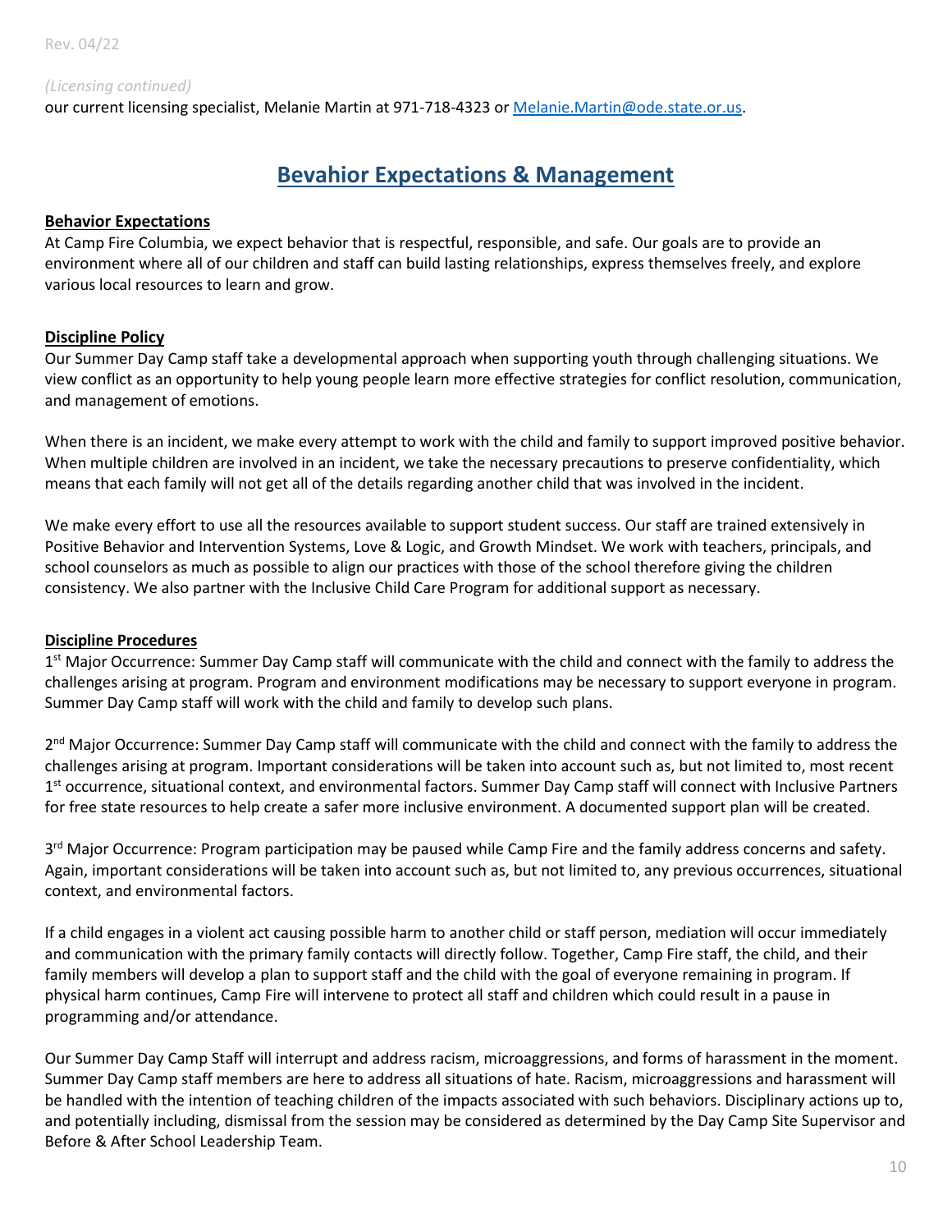*(Licensing continued)*
our current licensing specialist, Melanie Martin at 971-718-4323 or Melanie.Martin@ode.state.or.us.

# Bevahior Expectations & Management

### Behavior Expectations

At Camp Fire Columbia, we expect behavior that is respectful, responsible, and safe. Our goals are to provide an environment where all of our children and staff can build lasting relationships, express themselves freely, and explore various local resources to learn and grow.

### Discipline Policy

Our Summer Day Camp staff take a developmental approach when supporting youth through challenging situations. We view conflict as an opportunity to help young people learn more effective strategies for conflict resolution, communication, and management of emotions.

When there is an incident, we make every attempt to work with the child and family to support improved positive behavior. When multiple children are involved in an incident, we take the necessary precautions to preserve confidentiality, which means that each family will not get all of the details regarding another child that was involved in the incident.

We make every effort to use all the resources available to support student success. Our staff are trained extensively in Positive Behavior and Intervention Systems, Love & Logic, and Growth Mindset. We work with teachers, principals, and school counselors as much as possible to align our practices with those of the school therefore giving the children consistency. We also partner with the Inclusive Child Care Program for additional support as necessary.

### Discipline Procedures

1st Major Occurrence: Summer Day Camp staff will communicate with the child and connect with the family to address the challenges arising at program. Program and environment modifications may be necessary to support everyone in program. Summer Day Camp staff will work with the child and family to develop such plans.

2nd Major Occurrence: Summer Day Camp staff will communicate with the child and connect with the family to address the challenges arising at program. Important considerations will be taken into account such as, but not limited to, most recent 1st occurrence, situational context, and environmental factors. Summer Day Camp staff will connect with Inclusive Partners for free state resources to help create a safer more inclusive environment. A documented support plan will be created.

3rd Major Occurrence: Program participation may be paused while Camp Fire and the family address concerns and safety. Again, important considerations will be taken into account such as, but not limited to, any previous occurrences, situational context, and environmental factors.

If a child engages in a violent act causing possible harm to another child or staff person, mediation will occur immediately and communication with the primary family contacts will directly follow. Together, Camp Fire staff, the child, and their family members will develop a plan to support staff and the child with the goal of everyone remaining in program. If physical harm continues, Camp Fire will intervene to protect all staff and children which could result in a pause in programming and/or attendance.

Our Summer Day Camp Staff will interrupt and address racism, microaggressions, and forms of harassment in the moment. Summer Day Camp staff members are here to address all situations of hate. Racism, microaggressions and harassment will be handled with the intention of teaching children of the impacts associated with such behaviors. Disciplinary actions up to, and potentially including, dismissal from the session may be considered as determined by the Day Camp Site Supervisor and Before & After School Leadership Team.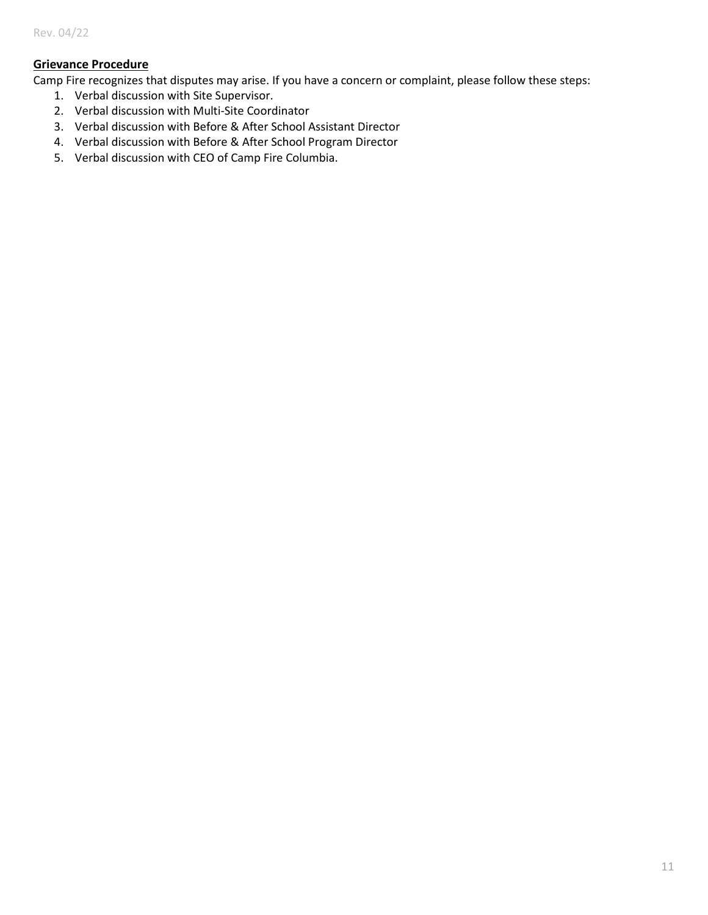**Grievance Procedure**

Camp Fire recognizes that disputes may arise. If you have a concern or complaint, please follow these steps:

1. Verbal discussion with Site Supervisor.
2. Verbal discussion with Multi-Site Coordinator
3. Verbal discussion with Before & After School Assistant Director
4. Verbal discussion with Before & After School Program Director
5. Verbal discussion with CEO of Camp Fire Columbia.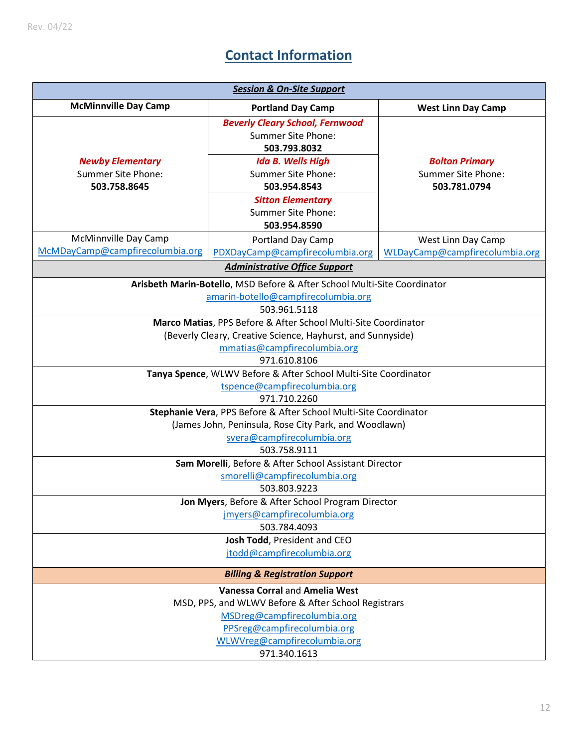Rev. 04/22

## Contact Information

| ***Session & On-Site Support*** | | |
|---|---|---|
| **McMinnville Day Camp** | **Portland Day Camp** | **West Linn Day Camp** |
| ***Newby Elementary*** Summer Site Phone: **503.758.8645** | ***Beverly Cleary School, Fernwood*** Summer Site Phone: **503.793.8032** | ***Bolton Primary*** Summer Site Phone: **503.781.0794** |
| | ***Ida B. Wells High*** Summer Site Phone: **503.954.8543** | |
| | ***Sitton Elementary*** Summer Site Phone: **503.954.8590** | |
| McMinnville Day Camp McMDayCamp@campfirecolumbia.org | Portland Day Camp PDXDayCamp@campfirecolumbia.org | West Linn Day Camp WLDayCamp@campfirecolumbia.org |

| ***Administrative Office Support*** |
|---|
| **Arisbeth Marin-Botello**, MSD Before & After School Multi-Site Coordinator amarin-botello@campfirecolumbia.org 503.961.5118 |
| **Marco Matias**, PPS Before & After School Multi-Site Coordinator (Beverly Cleary, Creative Science, Hayhurst, and Sunnyside) mmatias@campfirecolumbia.org 971.610.8106 |
| **Tanya Spence**, WLWV Before & After School Multi-Site Coordinator tspence@campfirecolumbia.org 971.710.2260 |
| **Stephanie Vera**, PPS Before & After School Multi-Site Coordinator (James John, Peninsula, Rose City Park, and Woodlawn) svera@campfirecolumbia.org 503.758.9111 |
| **Sam Morelli**, Before & After School Assistant Director smorelli@campfirecolumbia.org 503.803.9223 |
| **Jon Myers**, Before & After School Program Director jmyers@campfirecolumbia.org 503.784.4093 |
| **Josh Todd**, President and CEO jtodd@campfirecolumbia.org |

| ***Billing & Registration Support*** |
|---|
| **Vanessa Corral** and **Amelia West** MSD, PPS, and WLWV Before & After School Registrars MSDreg@campfirecolumbia.org PPSreg@campfirecolumbia.org WLWVreg@campfirecolumbia.org 971.340.1613 |